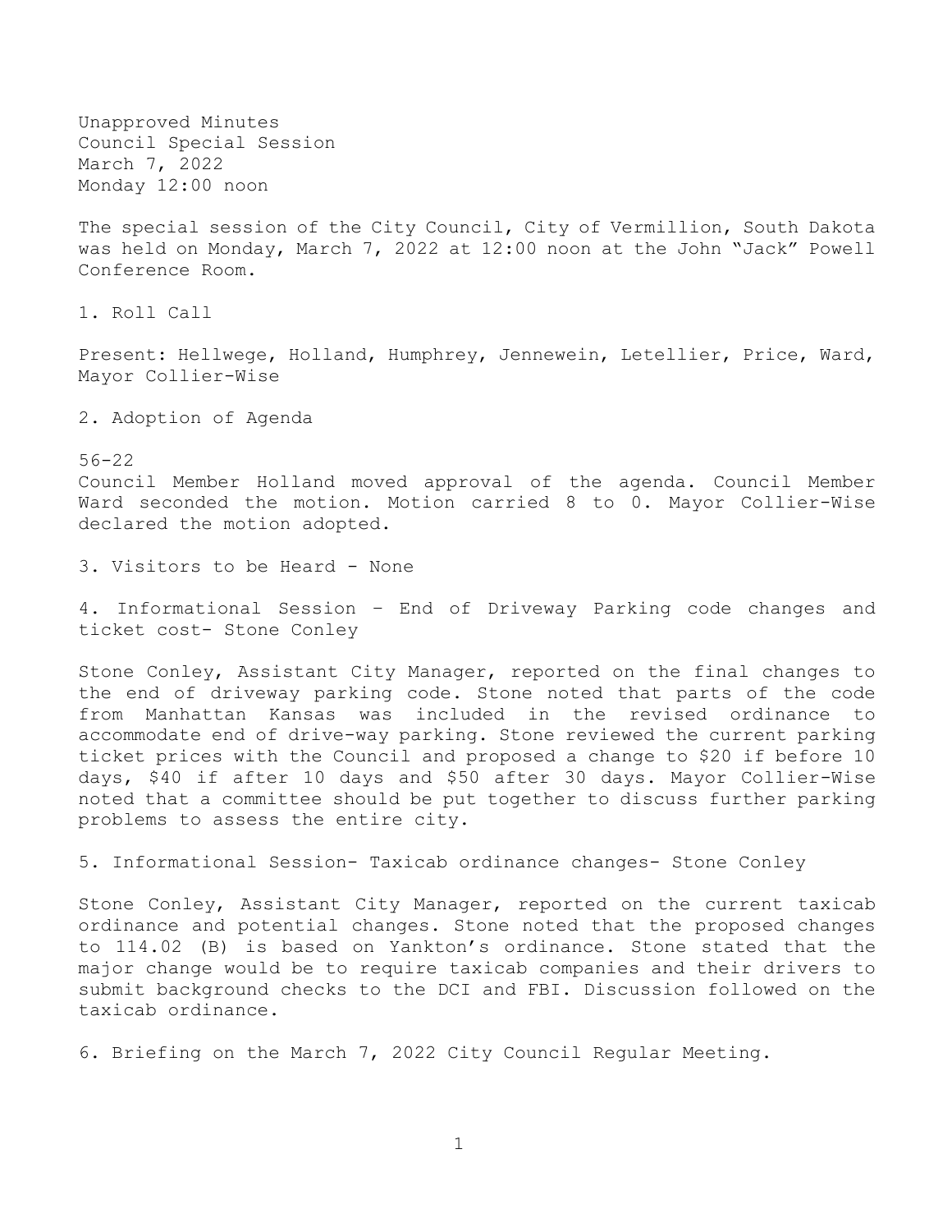Unapproved Minutes
Council Special Session
March 7, 2022
Monday 12:00 noon

The special session of the City Council, City of Vermillion, South Dakota was held on Monday, March 7, 2022 at 12:00 noon at the John "Jack" Powell Conference Room.

1. Roll Call

Present: Hellwege, Holland, Humphrey, Jennewein, Letellier, Price, Ward, Mayor Collier-Wise

2. Adoption of Agenda

56-22
Council Member Holland moved approval of the agenda. Council Member Ward seconded the motion. Motion carried 8 to 0. Mayor Collier-Wise declared the motion adopted.

3. Visitors to be Heard - None

4. Informational Session – End of Driveway Parking code changes and ticket cost- Stone Conley

Stone Conley, Assistant City Manager, reported on the final changes to the end of driveway parking code. Stone noted that parts of the code from Manhattan Kansas was included in the revised ordinance to accommodate end of drive-way parking. Stone reviewed the current parking ticket prices with the Council and proposed a change to $20 if before 10 days, $40 if after 10 days and $50 after 30 days. Mayor Collier-Wise noted that a committee should be put together to discuss further parking problems to assess the entire city.

5. Informational Session- Taxicab ordinance changes- Stone Conley

Stone Conley, Assistant City Manager, reported on the current taxicab ordinance and potential changes. Stone noted that the proposed changes to 114.02 (B) is based on Yankton's ordinance. Stone stated that the major change would be to require taxicab companies and their drivers to submit background checks to the DCI and FBI. Discussion followed on the taxicab ordinance.

6. Briefing on the March 7, 2022 City Council Regular Meeting.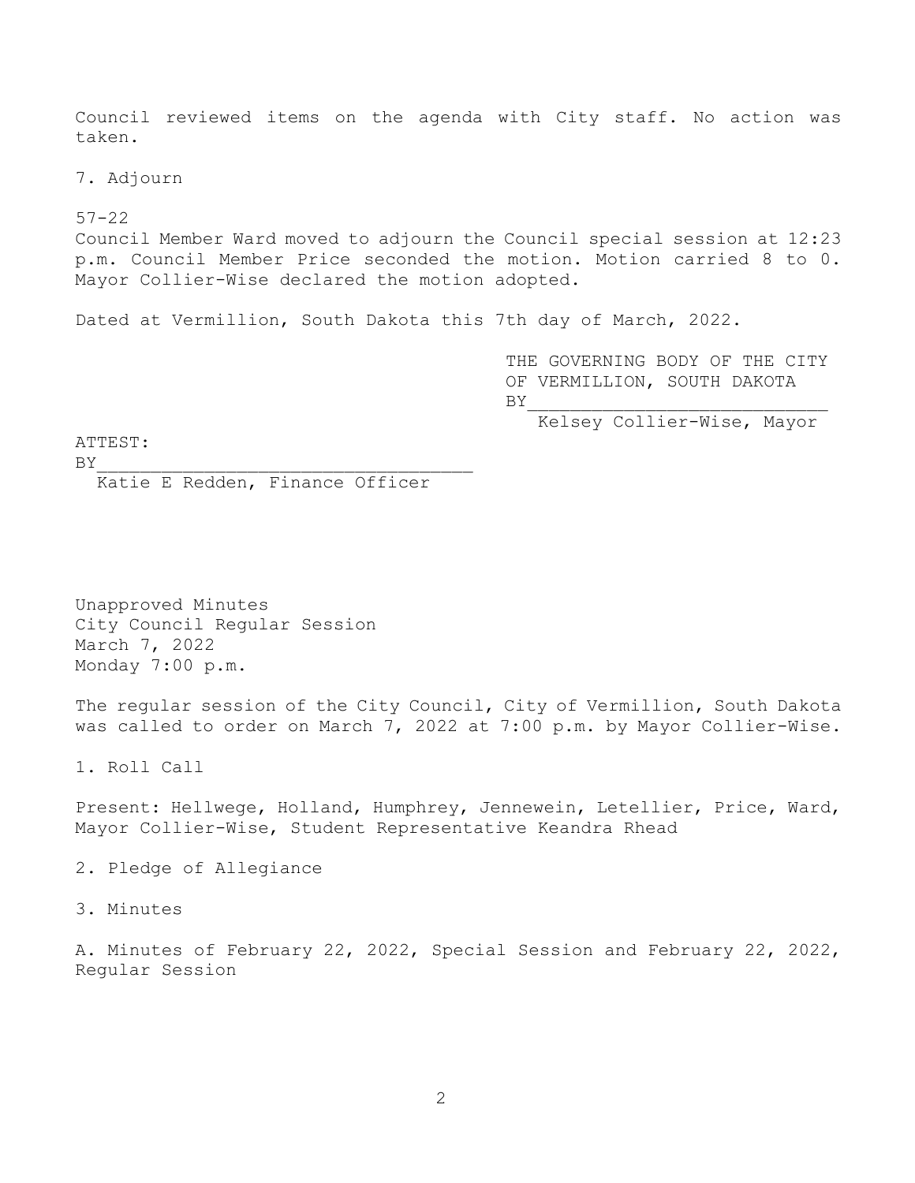Council reviewed items on the agenda with City staff. No action was taken.

7. Adjourn

57-22
Council Member Ward moved to adjourn the Council special session at 12:23 p.m. Council Member Price seconded the motion. Motion carried 8 to 0. Mayor Collier-Wise declared the motion adopted.

Dated at Vermillion, South Dakota this 7th day of March, 2022.

THE GOVERNING BODY OF THE CITY
OF VERMILLION, SOUTH DAKOTA
BY___________________________
Kelsey Collier-Wise, Mayor

ATTEST:
BY___________________________________
Katie E Redden, Finance Officer

Unapproved Minutes
City Council Regular Session
March 7, 2022
Monday 7:00 p.m.

The regular session of the City Council, City of Vermillion, South Dakota was called to order on March 7, 2022 at 7:00 p.m. by Mayor Collier-Wise.

1. Roll Call

Present: Hellwege, Holland, Humphrey, Jennewein, Letellier, Price, Ward, Mayor Collier-Wise, Student Representative Keandra Rhead

2. Pledge of Allegiance

3. Minutes

A. Minutes of February 22, 2022, Special Session and February 22, 2022, Regular Session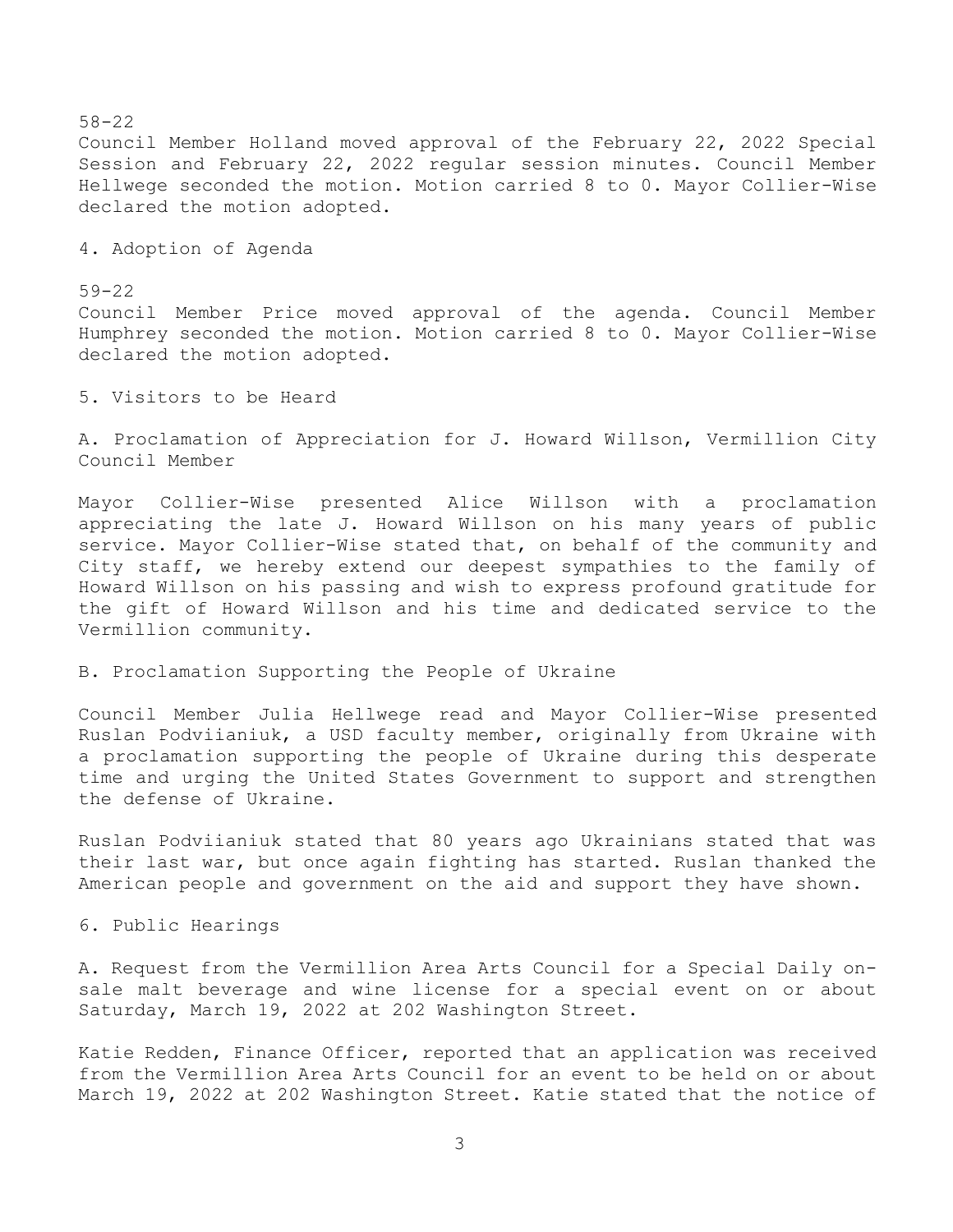58-22
Council Member Holland moved approval of the February 22, 2022 Special Session and February 22, 2022 regular session minutes. Council Member Hellwege seconded the motion. Motion carried 8 to 0. Mayor Collier-Wise declared the motion adopted.

4. Adoption of Agenda

59-22
Council Member Price moved approval of the agenda. Council Member Humphrey seconded the motion. Motion carried 8 to 0. Mayor Collier-Wise declared the motion adopted.

5. Visitors to be Heard

A. Proclamation of Appreciation for J. Howard Willson, Vermillion City Council Member

Mayor Collier-Wise presented Alice Willson with a proclamation appreciating the late J. Howard Willson on his many years of public service. Mayor Collier-Wise stated that, on behalf of the community and City staff, we hereby extend our deepest sympathies to the family of Howard Willson on his passing and wish to express profound gratitude for the gift of Howard Willson and his time and dedicated service to the Vermillion community.

B. Proclamation Supporting the People of Ukraine

Council Member Julia Hellwege read and Mayor Collier-Wise presented Ruslan Podviianiuk, a USD faculty member, originally from Ukraine with a proclamation supporting the people of Ukraine during this desperate time and urging the United States Government to support and strengthen the defense of Ukraine.

Ruslan Podviianiuk stated that 80 years ago Ukrainians stated that was their last war, but once again fighting has started. Ruslan thanked the American people and government on the aid and support they have shown.

6. Public Hearings

A. Request from the Vermillion Area Arts Council for a Special Daily on-sale malt beverage and wine license for a special event on or about Saturday, March 19, 2022 at 202 Washington Street.

Katie Redden, Finance Officer, reported that an application was received from the Vermillion Area Arts Council for an event to be held on or about March 19, 2022 at 202 Washington Street. Katie stated that the notice of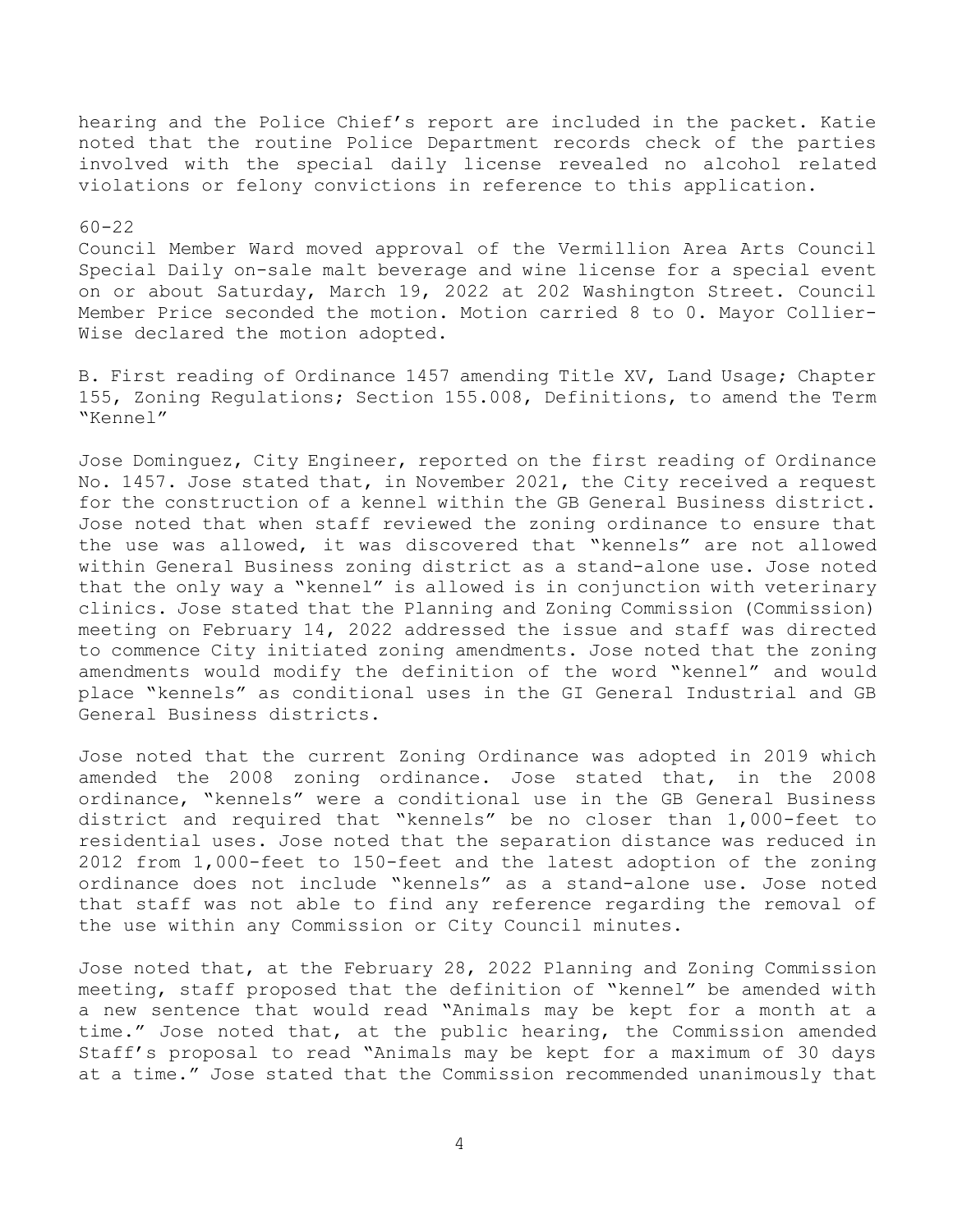hearing and the Police Chief's report are included in the packet. Katie noted that the routine Police Department records check of the parties involved with the special daily license revealed no alcohol related violations or felony convictions in reference to this application.

60-22
Council Member Ward moved approval of the Vermillion Area Arts Council Special Daily on-sale malt beverage and wine license for a special event on or about Saturday, March 19, 2022 at 202 Washington Street. Council Member Price seconded the motion. Motion carried 8 to 0. Mayor Collier-Wise declared the motion adopted.

B. First reading of Ordinance 1457 amending Title XV, Land Usage; Chapter 155, Zoning Regulations; Section 155.008, Definitions, to amend the Term "Kennel"

Jose Dominguez, City Engineer, reported on the first reading of Ordinance No. 1457. Jose stated that, in November 2021, the City received a request for the construction of a kennel within the GB General Business district. Jose noted that when staff reviewed the zoning ordinance to ensure that the use was allowed, it was discovered that "kennels" are not allowed within General Business zoning district as a stand-alone use. Jose noted that the only way a "kennel" is allowed is in conjunction with veterinary clinics. Jose stated that the Planning and Zoning Commission (Commission) meeting on February 14, 2022 addressed the issue and staff was directed to commence City initiated zoning amendments. Jose noted that the zoning amendments would modify the definition of the word "kennel" and would place "kennels" as conditional uses in the GI General Industrial and GB General Business districts.

Jose noted that the current Zoning Ordinance was adopted in 2019 which amended the 2008 zoning ordinance. Jose stated that, in the 2008 ordinance, "kennels" were a conditional use in the GB General Business district and required that "kennels" be no closer than 1,000-feet to residential uses. Jose noted that the separation distance was reduced in 2012 from 1,000-feet to 150-feet and the latest adoption of the zoning ordinance does not include "kennels" as a stand-alone use. Jose noted that staff was not able to find any reference regarding the removal of the use within any Commission or City Council minutes.

Jose noted that, at the February 28, 2022 Planning and Zoning Commission meeting, staff proposed that the definition of "kennel" be amended with a new sentence that would read "Animals may be kept for a month at a time." Jose noted that, at the public hearing, the Commission amended Staff's proposal to read "Animals may be kept for a maximum of 30 days at a time." Jose stated that the Commission recommended unanimously that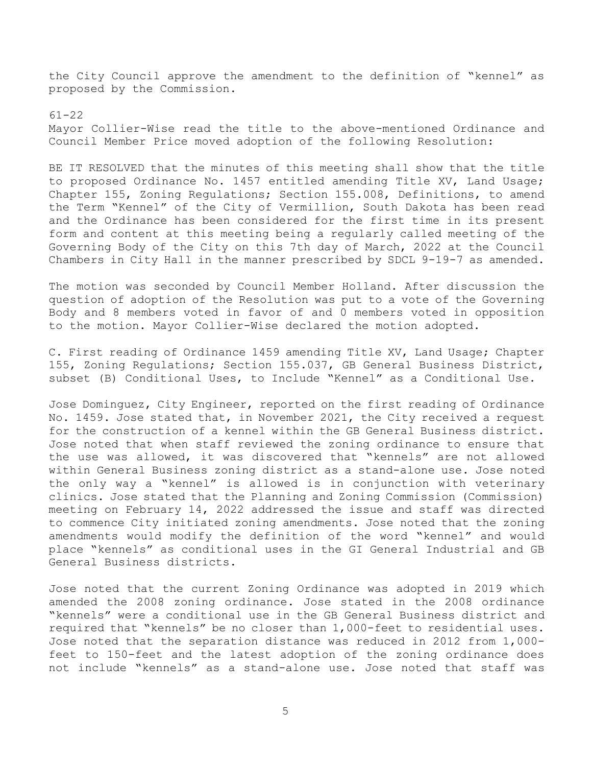the City Council approve the amendment to the definition of "kennel" as proposed by the Commission.

61-22
Mayor Collier-Wise read the title to the above-mentioned Ordinance and Council Member Price moved adoption of the following Resolution:

BE IT RESOLVED that the minutes of this meeting shall show that the title to proposed Ordinance No. 1457 entitled amending Title XV, Land Usage; Chapter 155, Zoning Regulations; Section 155.008, Definitions, to amend the Term "Kennel" of the City of Vermillion, South Dakota has been read and the Ordinance has been considered for the first time in its present form and content at this meeting being a regularly called meeting of the Governing Body of the City on this 7th day of March, 2022 at the Council Chambers in City Hall in the manner prescribed by SDCL 9-19-7 as amended.

The motion was seconded by Council Member Holland. After discussion the question of adoption of the Resolution was put to a vote of the Governing Body and 8 members voted in favor of and 0 members voted in opposition to the motion. Mayor Collier-Wise declared the motion adopted.

C. First reading of Ordinance 1459 amending Title XV, Land Usage; Chapter 155, Zoning Regulations; Section 155.037, GB General Business District, subset (B) Conditional Uses, to Include "Kennel" as a Conditional Use.

Jose Dominguez, City Engineer, reported on the first reading of Ordinance No. 1459. Jose stated that, in November 2021, the City received a request for the construction of a kennel within the GB General Business district. Jose noted that when staff reviewed the zoning ordinance to ensure that the use was allowed, it was discovered that "kennels" are not allowed within General Business zoning district as a stand-alone use. Jose noted the only way a "kennel" is allowed is in conjunction with veterinary clinics. Jose stated that the Planning and Zoning Commission (Commission) meeting on February 14, 2022 addressed the issue and staff was directed to commence City initiated zoning amendments. Jose noted that the zoning amendments would modify the definition of the word "kennel" and would place "kennels" as conditional uses in the GI General Industrial and GB General Business districts.

Jose noted that the current Zoning Ordinance was adopted in 2019 which amended the 2008 zoning ordinance. Jose stated in the 2008 ordinance "kennels" were a conditional use in the GB General Business district and required that "kennels" be no closer than 1,000-feet to residential uses. Jose noted that the separation distance was reduced in 2012 from 1,000-feet to 150-feet and the latest adoption of the zoning ordinance does not include "kennels" as a stand-alone use. Jose noted that staff was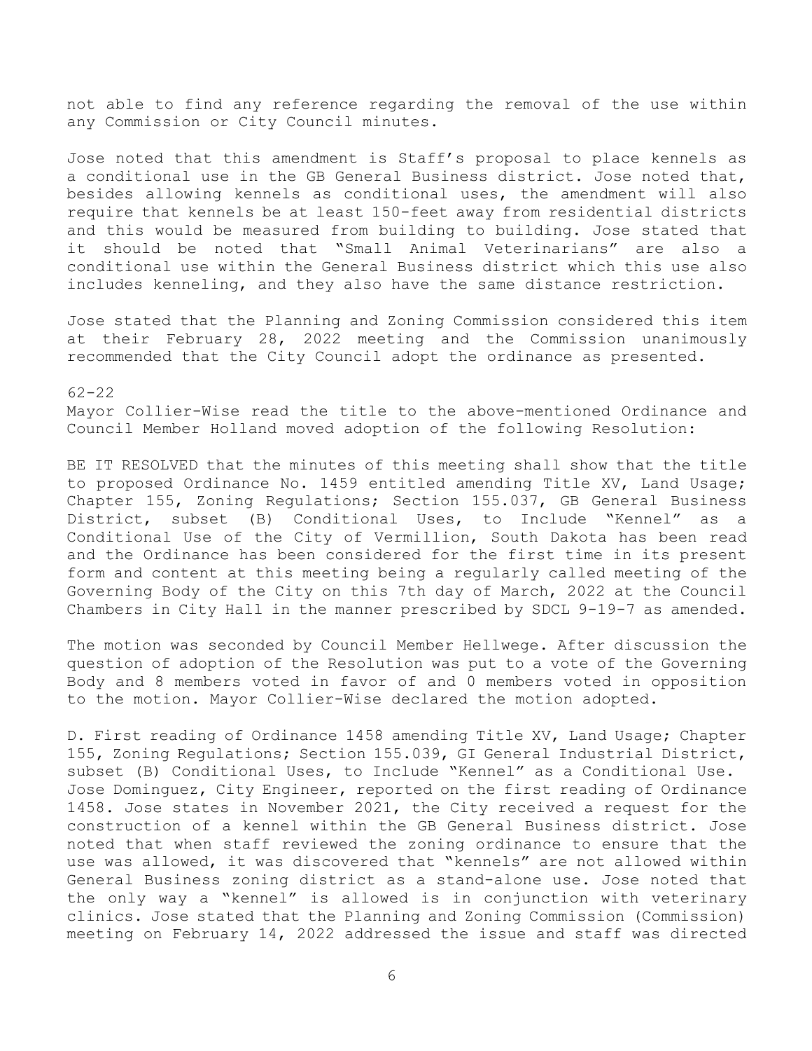not able to find any reference regarding the removal of the use within any Commission or City Council minutes.

Jose noted that this amendment is Staff's proposal to place kennels as a conditional use in the GB General Business district. Jose noted that, besides allowing kennels as conditional uses, the amendment will also require that kennels be at least 150-feet away from residential districts and this would be measured from building to building. Jose stated that it should be noted that "Small Animal Veterinarians" are also a conditional use within the General Business district which this use also includes kenneling, and they also have the same distance restriction.

Jose stated that the Planning and Zoning Commission considered this item at their February 28, 2022 meeting and the Commission unanimously recommended that the City Council adopt the ordinance as presented.

62-22
Mayor Collier-Wise read the title to the above-mentioned Ordinance and Council Member Holland moved adoption of the following Resolution:

BE IT RESOLVED that the minutes of this meeting shall show that the title to proposed Ordinance No. 1459 entitled amending Title XV, Land Usage; Chapter 155, Zoning Regulations; Section 155.037, GB General Business District, subset (B) Conditional Uses, to Include "Kennel" as a Conditional Use of the City of Vermillion, South Dakota has been read and the Ordinance has been considered for the first time in its present form and content at this meeting being a regularly called meeting of the Governing Body of the City on this 7th day of March, 2022 at the Council Chambers in City Hall in the manner prescribed by SDCL 9-19-7 as amended.

The motion was seconded by Council Member Hellwege. After discussion the question of adoption of the Resolution was put to a vote of the Governing Body and 8 members voted in favor of and 0 members voted in opposition to the motion. Mayor Collier-Wise declared the motion adopted.

D. First reading of Ordinance 1458 amending Title XV, Land Usage; Chapter 155, Zoning Regulations; Section 155.039, GI General Industrial District, subset (B) Conditional Uses, to Include "Kennel" as a Conditional Use.
Jose Dominguez, City Engineer, reported on the first reading of Ordinance 1458. Jose states in November 2021, the City received a request for the construction of a kennel within the GB General Business district. Jose noted that when staff reviewed the zoning ordinance to ensure that the use was allowed, it was discovered that "kennels" are not allowed within General Business zoning district as a stand-alone use. Jose noted that the only way a "kennel" is allowed is in conjunction with veterinary clinics. Jose stated that the Planning and Zoning Commission (Commission) meeting on February 14, 2022 addressed the issue and staff was directed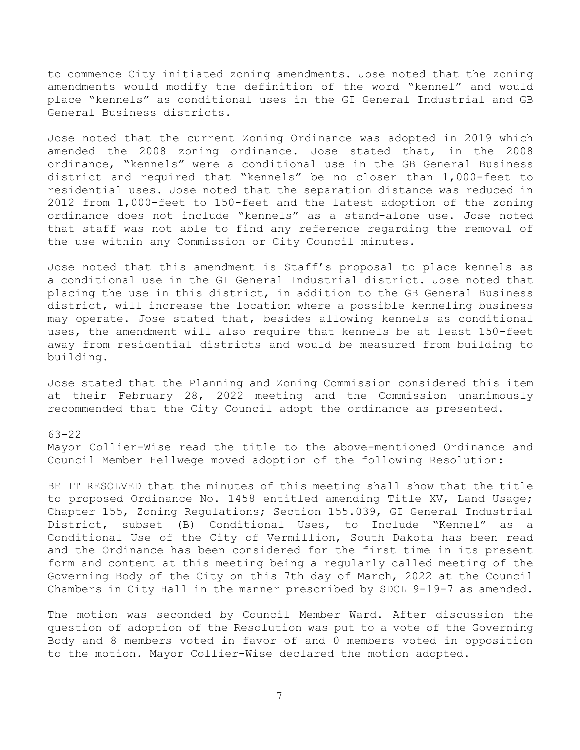to commence City initiated zoning amendments. Jose noted that the zoning amendments would modify the definition of the word "kennel" and would place "kennels" as conditional uses in the GI General Industrial and GB General Business districts.

Jose noted that the current Zoning Ordinance was adopted in 2019 which amended the 2008 zoning ordinance. Jose stated that, in the 2008 ordinance, "kennels" were a conditional use in the GB General Business district and required that "kennels" be no closer than 1,000-feet to residential uses. Jose noted that the separation distance was reduced in 2012 from 1,000-feet to 150-feet and the latest adoption of the zoning ordinance does not include "kennels" as a stand-alone use. Jose noted that staff was not able to find any reference regarding the removal of the use within any Commission or City Council minutes.

Jose noted that this amendment is Staff's proposal to place kennels as a conditional use in the GI General Industrial district. Jose noted that placing the use in this district, in addition to the GB General Business district, will increase the location where a possible kenneling business may operate. Jose stated that, besides allowing kennels as conditional uses, the amendment will also require that kennels be at least 150-feet away from residential districts and would be measured from building to building.

Jose stated that the Planning and Zoning Commission considered this item at their February 28, 2022 meeting and the Commission unanimously recommended that the City Council adopt the ordinance as presented.

63-22
Mayor Collier-Wise read the title to the above-mentioned Ordinance and Council Member Hellwege moved adoption of the following Resolution:

BE IT RESOLVED that the minutes of this meeting shall show that the title to proposed Ordinance No. 1458 entitled amending Title XV, Land Usage; Chapter 155, Zoning Regulations; Section 155.039, GI General Industrial District, subset (B) Conditional Uses, to Include "Kennel" as a Conditional Use of the City of Vermillion, South Dakota has been read and the Ordinance has been considered for the first time in its present form and content at this meeting being a regularly called meeting of the Governing Body of the City on this 7th day of March, 2022 at the Council Chambers in City Hall in the manner prescribed by SDCL 9-19-7 as amended.

The motion was seconded by Council Member Ward. After discussion the question of adoption of the Resolution was put to a vote of the Governing Body and 8 members voted in favor of and 0 members voted in opposition to the motion. Mayor Collier-Wise declared the motion adopted.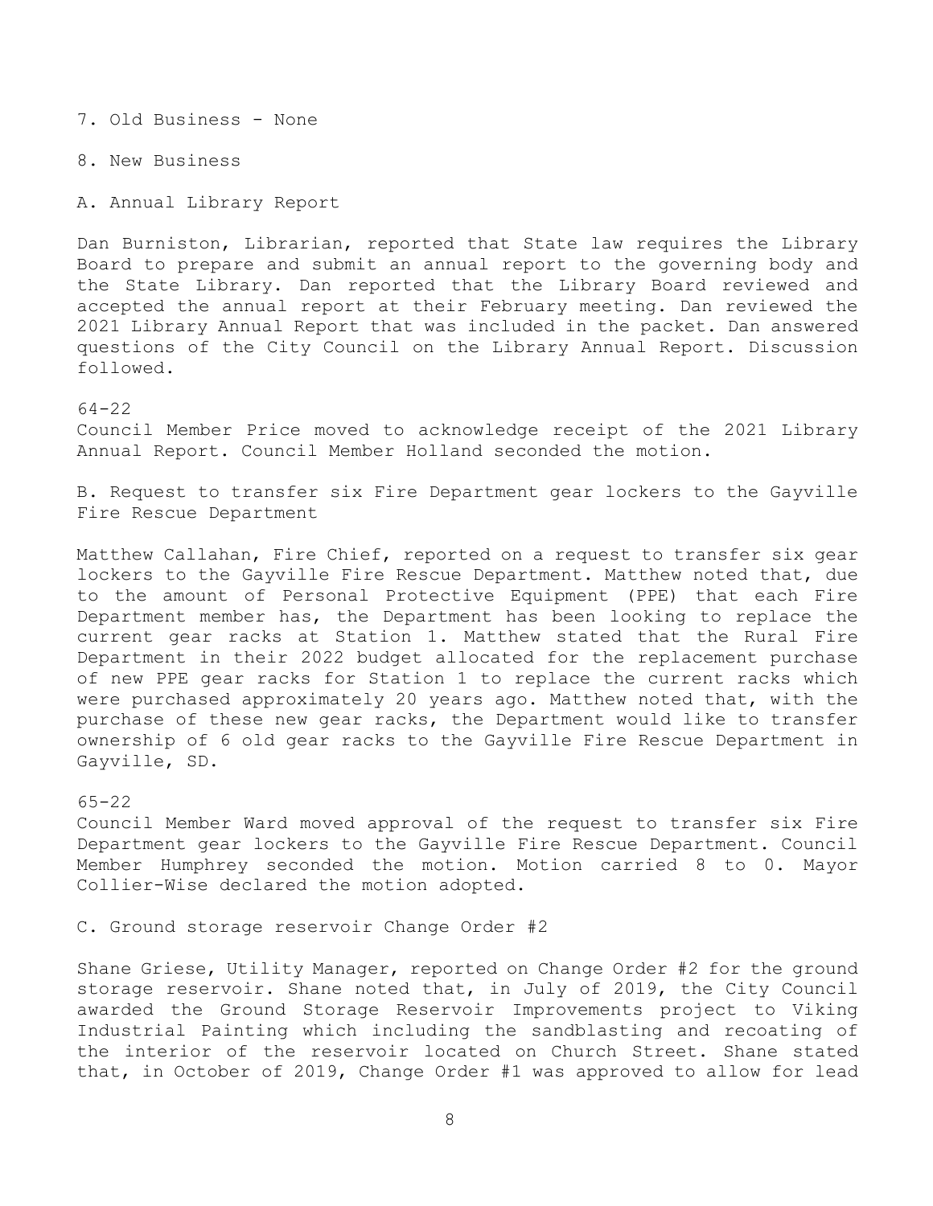7. Old Business - None

8. New Business

A. Annual Library Report

Dan Burniston, Librarian, reported that State law requires the Library Board to prepare and submit an annual report to the governing body and the State Library. Dan reported that the Library Board reviewed and accepted the annual report at their February meeting. Dan reviewed the 2021 Library Annual Report that was included in the packet. Dan answered questions of the City Council on the Library Annual Report. Discussion followed.

64-22
Council Member Price moved to acknowledge receipt of the 2021 Library Annual Report. Council Member Holland seconded the motion.

B. Request to transfer six Fire Department gear lockers to the Gayville Fire Rescue Department

Matthew Callahan, Fire Chief, reported on a request to transfer six gear lockers to the Gayville Fire Rescue Department. Matthew noted that, due to the amount of Personal Protective Equipment (PPE) that each Fire Department member has, the Department has been looking to replace the current gear racks at Station 1. Matthew stated that the Rural Fire Department in their 2022 budget allocated for the replacement purchase of new PPE gear racks for Station 1 to replace the current racks which were purchased approximately 20 years ago. Matthew noted that, with the purchase of these new gear racks, the Department would like to transfer ownership of 6 old gear racks to the Gayville Fire Rescue Department in Gayville, SD.

65-22
Council Member Ward moved approval of the request to transfer six Fire Department gear lockers to the Gayville Fire Rescue Department. Council Member Humphrey seconded the motion. Motion carried 8 to 0. Mayor Collier-Wise declared the motion adopted.

C. Ground storage reservoir Change Order #2

Shane Griese, Utility Manager, reported on Change Order #2 for the ground storage reservoir. Shane noted that, in July of 2019, the City Council awarded the Ground Storage Reservoir Improvements project to Viking Industrial Painting which including the sandblasting and recoating of the interior of the reservoir located on Church Street. Shane stated that, in October of 2019, Change Order #1 was approved to allow for lead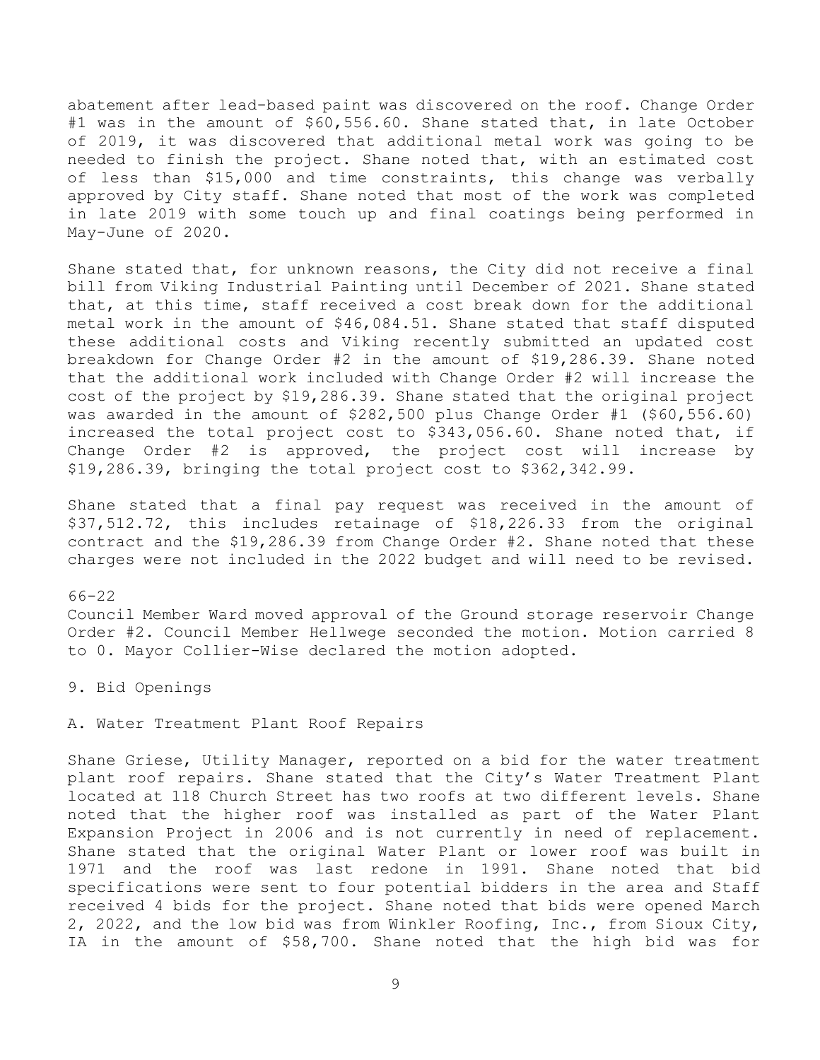abatement after lead-based paint was discovered on the roof. Change Order #1 was in the amount of $60,556.60. Shane stated that, in late October of 2019, it was discovered that additional metal work was going to be needed to finish the project. Shane noted that, with an estimated cost of less than $15,000 and time constraints, this change was verbally approved by City staff. Shane noted that most of the work was completed in late 2019 with some touch up and final coatings being performed in May-June of 2020.

Shane stated that, for unknown reasons, the City did not receive a final bill from Viking Industrial Painting until December of 2021. Shane stated that, at this time, staff received a cost break down for the additional metal work in the amount of $46,084.51. Shane stated that staff disputed these additional costs and Viking recently submitted an updated cost breakdown for Change Order #2 in the amount of $19,286.39. Shane noted that the additional work included with Change Order #2 will increase the cost of the project by $19,286.39. Shane stated that the original project was awarded in the amount of $282,500 plus Change Order #1 ($60,556.60) increased the total project cost to $343,056.60. Shane noted that, if Change Order #2 is approved, the project cost will increase by $19,286.39, bringing the total project cost to $362,342.99.

Shane stated that a final pay request was received in the amount of $37,512.72, this includes retainage of $18,226.33 from the original contract and the $19,286.39 from Change Order #2. Shane noted that these charges were not included in the 2022 budget and will need to be revised.

66-22
Council Member Ward moved approval of the Ground storage reservoir Change Order #2. Council Member Hellwege seconded the motion. Motion carried 8 to 0. Mayor Collier-Wise declared the motion adopted.

9. Bid Openings

A. Water Treatment Plant Roof Repairs

Shane Griese, Utility Manager, reported on a bid for the water treatment plant roof repairs. Shane stated that the City's Water Treatment Plant located at 118 Church Street has two roofs at two different levels. Shane noted that the higher roof was installed as part of the Water Plant Expansion Project in 2006 and is not currently in need of replacement. Shane stated that the original Water Plant or lower roof was built in 1971 and the roof was last redone in 1991. Shane noted that bid specifications were sent to four potential bidders in the area and Staff received 4 bids for the project. Shane noted that bids were opened March 2, 2022, and the low bid was from Winkler Roofing, Inc., from Sioux City, IA in the amount of $58,700. Shane noted that the high bid was for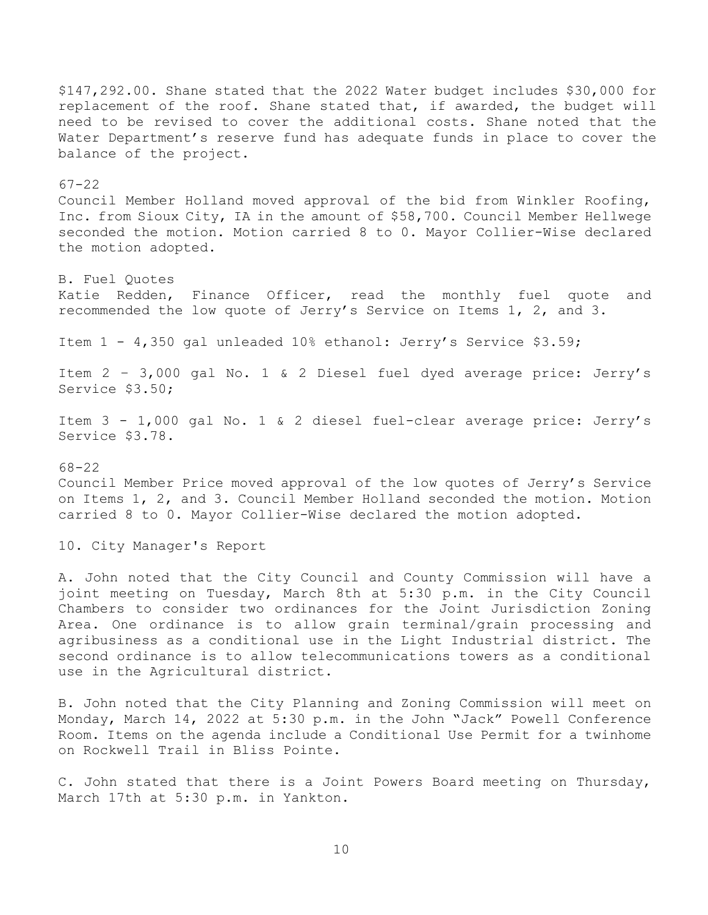$147,292.00. Shane stated that the 2022 Water budget includes $30,000 for replacement of the roof. Shane stated that, if awarded, the budget will need to be revised to cover the additional costs. Shane noted that the Water Department's reserve fund has adequate funds in place to cover the balance of the project.

67-22
Council Member Holland moved approval of the bid from Winkler Roofing, Inc. from Sioux City, IA in the amount of $58,700. Council Member Hellwege seconded the motion. Motion carried 8 to 0. Mayor Collier-Wise declared the motion adopted.

B. Fuel Quotes
Katie Redden, Finance Officer, read the monthly fuel quote and recommended the low quote of Jerry's Service on Items 1, 2, and 3.

Item 1 - 4,350 gal unleaded 10% ethanol: Jerry's Service $3.59;

Item 2 – 3,000 gal No. 1 & 2 Diesel fuel dyed average price: Jerry's Service $3.50;

Item 3 - 1,000 gal No. 1 & 2 diesel fuel-clear average price: Jerry's Service $3.78.

68-22
Council Member Price moved approval of the low quotes of Jerry's Service on Items 1, 2, and 3. Council Member Holland seconded the motion. Motion carried 8 to 0. Mayor Collier-Wise declared the motion adopted.

10. City Manager's Report

A. John noted that the City Council and County Commission will have a joint meeting on Tuesday, March 8th at 5:30 p.m. in the City Council Chambers to consider two ordinances for the Joint Jurisdiction Zoning Area. One ordinance is to allow grain terminal/grain processing and agribusiness as a conditional use in the Light Industrial district. The second ordinance is to allow telecommunications towers as a conditional use in the Agricultural district.

B. John noted that the City Planning and Zoning Commission will meet on Monday, March 14, 2022 at 5:30 p.m. in the John "Jack" Powell Conference Room. Items on the agenda include a Conditional Use Permit for a twinhome on Rockwell Trail in Bliss Pointe.

C. John stated that there is a Joint Powers Board meeting on Thursday, March 17th at 5:30 p.m. in Yankton.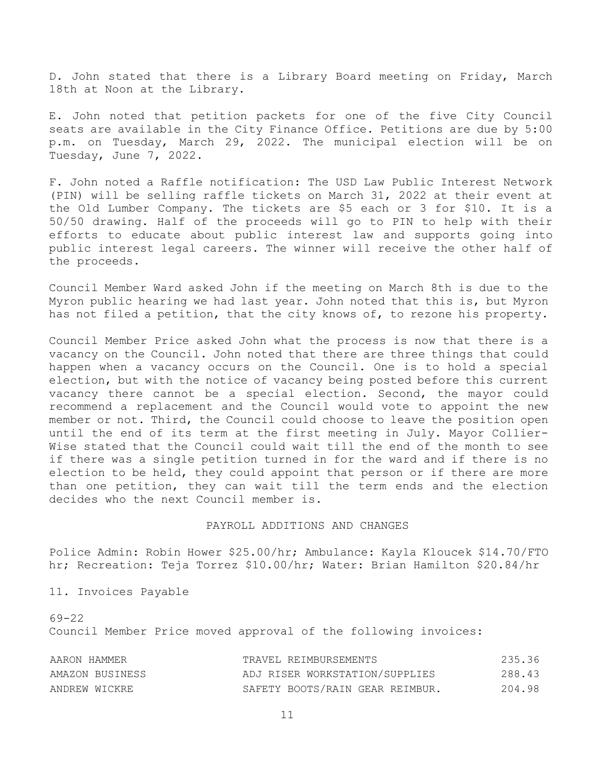D. John stated that there is a Library Board meeting on Friday, March 18th at Noon at the Library.

E. John noted that petition packets for one of the five City Council seats are available in the City Finance Office. Petitions are due by 5:00 p.m. on Tuesday, March 29, 2022. The municipal election will be on Tuesday, June 7, 2022.

F. John noted a Raffle notification: The USD Law Public Interest Network (PIN) will be selling raffle tickets on March 31, 2022 at their event at the Old Lumber Company. The tickets are $5 each or 3 for $10. It is a 50/50 drawing. Half of the proceeds will go to PIN to help with their efforts to educate about public interest law and supports going into public interest legal careers. The winner will receive the other half of the proceeds.

Council Member Ward asked John if the meeting on March 8th is due to the Myron public hearing we had last year. John noted that this is, but Myron has not filed a petition, that the city knows of, to rezone his property.

Council Member Price asked John what the process is now that there is a vacancy on the Council. John noted that there are three things that could happen when a vacancy occurs on the Council. One is to hold a special election, but with the notice of vacancy being posted before this current vacancy there cannot be a special election. Second, the mayor could recommend a replacement and the Council would vote to appoint the new member or not. Third, the Council could choose to leave the position open until the end of its term at the first meeting in July. Mayor Collier-Wise stated that the Council could wait till the end of the month to see if there was a single petition turned in for the ward and if there is no election to be held, they could appoint that person or if there are more than one petition, they can wait till the term ends and the election decides who the next Council member is.

## PAYROLL ADDITIONS AND CHANGES

Police Admin: Robin Hower $25.00/hr; Ambulance: Kayla Kloucek $14.70/FTO hr; Recreation: Teja Torrez $10.00/hr; Water: Brian Hamilton $20.84/hr

11. Invoices Payable

69-22
Council Member Price moved approval of the following invoices:

| | | |
|---|---|---|
| AARON HAMMER | TRAVEL REIMBURSEMENTS | 235.36 |
| AMAZON BUSINESS | ADJ RISER WORKSTATION/SUPPLIES | 288.43 |
| ANDREW WICKRE | SAFETY BOOTS/RAIN GEAR REIMBUR. | 204.98 |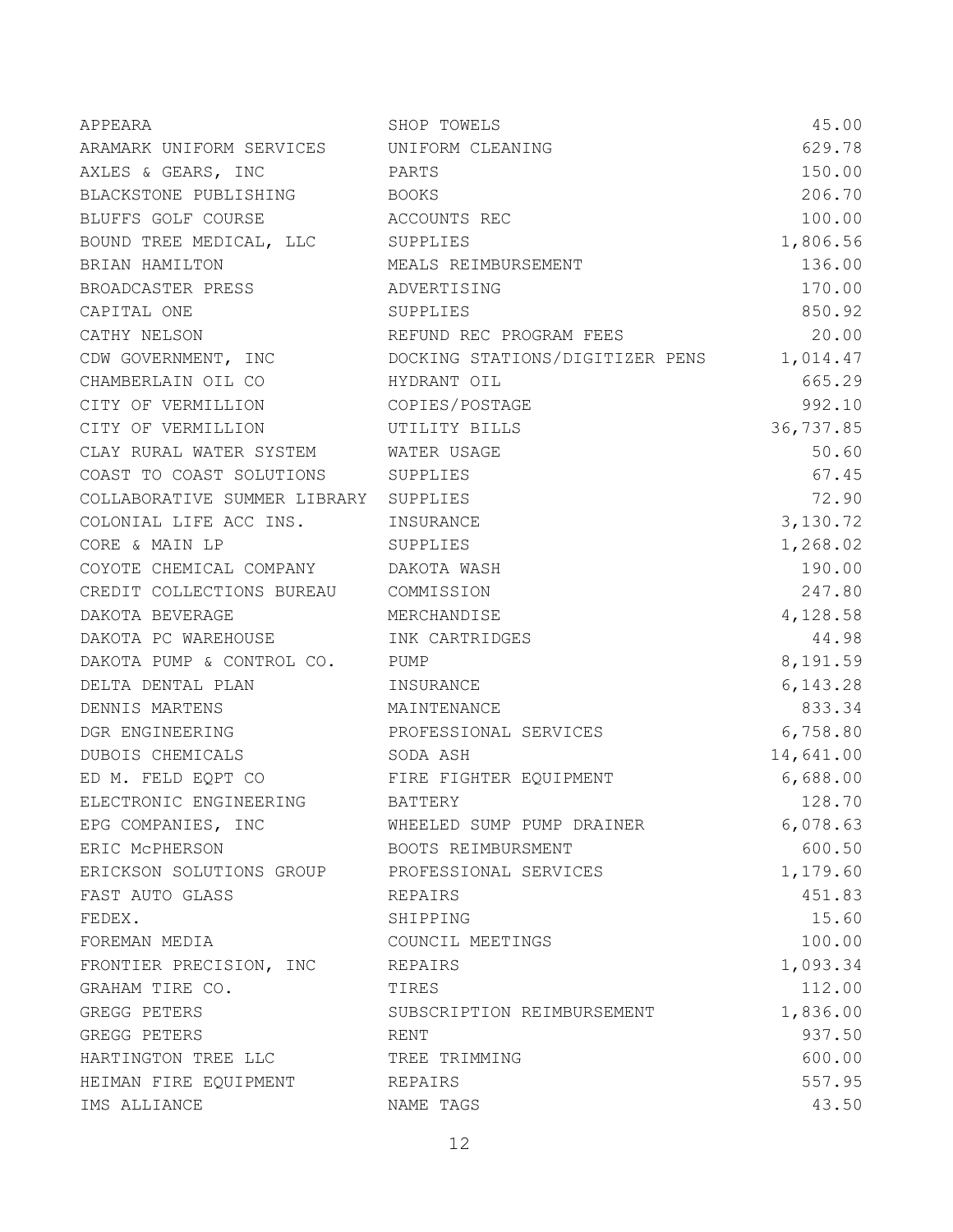| | | |
|---|---|---|
| APPEARA | SHOP TOWELS | 45.00 |
| ARAMARK UNIFORM SERVICES | UNIFORM CLEANING | 629.78 |
| AXLES & GEARS, INC | PARTS | 150.00 |
| BLACKSTONE PUBLISHING | BOOKS | 206.70 |
| BLUFFS GOLF COURSE | ACCOUNTS REC | 100.00 |
| BOUND TREE MEDICAL, LLC | SUPPLIES | 1,806.56 |
| BRIAN HAMILTON | MEALS REIMBURSEMENT | 136.00 |
| BROADCASTER PRESS | ADVERTISING | 170.00 |
| CAPITAL ONE | SUPPLIES | 850.92 |
| CATHY NELSON | REFUND REC PROGRAM FEES | 20.00 |
| CDW GOVERNMENT, INC | DOCKING STATIONS/DIGITIZER PENS | 1,014.47 |
| CHAMBERLAIN OIL CO | HYDRANT OIL | 665.29 |
| CITY OF VERMILLION | COPIES/POSTAGE | 992.10 |
| CITY OF VERMILLION | UTILITY BILLS | 36,737.85 |
| CLAY RURAL WATER SYSTEM | WATER USAGE | 50.60 |
| COAST TO COAST SOLUTIONS | SUPPLIES | 67.45 |
| COLLABORATIVE SUMMER LIBRARY | SUPPLIES | 72.90 |
| COLONIAL LIFE ACC INS. | INSURANCE | 3,130.72 |
| CORE & MAIN LP | SUPPLIES | 1,268.02 |
| COYOTE CHEMICAL COMPANY | DAKOTA WASH | 190.00 |
| CREDIT COLLECTIONS BUREAU | COMMISSION | 247.80 |
| DAKOTA BEVERAGE | MERCHANDISE | 4,128.58 |
| DAKOTA PC WAREHOUSE | INK CARTRIDGES | 44.98 |
| DAKOTA PUMP & CONTROL CO. | PUMP | 8,191.59 |
| DELTA DENTAL PLAN | INSURANCE | 6,143.28 |
| DENNIS MARTENS | MAINTENANCE | 833.34 |
| DGR ENGINEERING | PROFESSIONAL SERVICES | 6,758.80 |
| DUBOIS CHEMICALS | SODA ASH | 14,641.00 |
| ED M. FELD EQPT CO | FIRE FIGHTER EQUIPMENT | 6,688.00 |
| ELECTRONIC ENGINEERING | BATTERY | 128.70 |
| EPG COMPANIES, INC | WHEELED SUMP PUMP DRAINER | 6,078.63 |
| ERIC McPHERSON | BOOTS REIMBURSMENT | 600.50 |
| ERICKSON SOLUTIONS GROUP | PROFESSIONAL SERVICES | 1,179.60 |
| FAST AUTO GLASS | REPAIRS | 451.83 |
| FEDEX. | SHIPPING | 15.60 |
| FOREMAN MEDIA | COUNCIL MEETINGS | 100.00 |
| FRONTIER PRECISION, INC | REPAIRS | 1,093.34 |
| GRAHAM TIRE CO. | TIRES | 112.00 |
| GREGG PETERS | SUBSCRIPTION REIMBURSEMENT | 1,836.00 |
| GREGG PETERS | RENT | 937.50 |
| HARTINGTON TREE LLC | TREE TRIMMING | 600.00 |
| HEIMAN FIRE EQUIPMENT | REPAIRS | 557.95 |
| IMS ALLIANCE | NAME TAGS | 43.50 |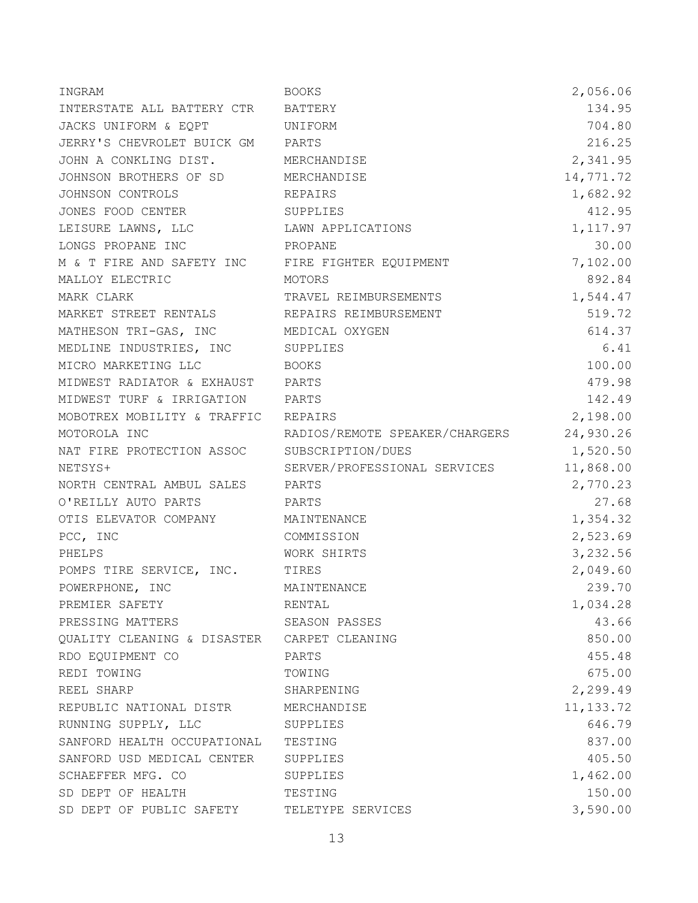| | | |
|---|---|---|
| INGRAM | BOOKS | 2,056.06 |
| INTERSTATE ALL BATTERY CTR | BATTERY | 134.95 |
| JACKS UNIFORM & EQPT | UNIFORM | 704.80 |
| JERRY'S CHEVROLET BUICK GM | PARTS | 216.25 |
| JOHN A CONKLING DIST. | MERCHANDISE | 2,341.95 |
| JOHNSON BROTHERS OF SD | MERCHANDISE | 14,771.72 |
| JOHNSON CONTROLS | REPAIRS | 1,682.92 |
| JONES FOOD CENTER | SUPPLIES | 412.95 |
| LEISURE LAWNS, LLC | LAWN APPLICATIONS | 1,117.97 |
| LONGS PROPANE INC | PROPANE | 30.00 |
| M & T FIRE AND SAFETY INC | FIRE FIGHTER EQUIPMENT | 7,102.00 |
| MALLOY ELECTRIC | MOTORS | 892.84 |
| MARK CLARK | TRAVEL REIMBURSEMENTS | 1,544.47 |
| MARKET STREET RENTALS | REPAIRS REIMBURSEMENT | 519.72 |
| MATHESON TRI-GAS, INC | MEDICAL OXYGEN | 614.37 |
| MEDLINE INDUSTRIES, INC | SUPPLIES | 6.41 |
| MICRO MARKETING LLC | BOOKS | 100.00 |
| MIDWEST RADIATOR & EXHAUST | PARTS | 479.98 |
| MIDWEST TURF & IRRIGATION | PARTS | 142.49 |
| MOBOTREX MOBILITY & TRAFFIC | REPAIRS | 2,198.00 |
| MOTOROLA INC | RADIOS/REMOTE SPEAKER/CHARGERS | 24,930.26 |
| NAT FIRE PROTECTION ASSOC | SUBSCRIPTION/DUES | 1,520.50 |
| NETSYS+ | SERVER/PROFESSIONAL SERVICES | 11,868.00 |
| NORTH CENTRAL AMBUL SALES | PARTS | 2,770.23 |
| O'REILLY AUTO PARTS | PARTS | 27.68 |
| OTIS ELEVATOR COMPANY | MAINTENANCE | 1,354.32 |
| PCC, INC | COMMISSION | 2,523.69 |
| PHELPS | WORK SHIRTS | 3,232.56 |
| POMPS TIRE SERVICE, INC. | TIRES | 2,049.60 |
| POWERPHONE, INC | MAINTENANCE | 239.70 |
| PREMIER SAFETY | RENTAL | 1,034.28 |
| PRESSING MATTERS | SEASON PASSES | 43.66 |
| QUALITY CLEANING & DISASTER | CARPET CLEANING | 850.00 |
| RDO EQUIPMENT CO | PARTS | 455.48 |
| REDI TOWING | TOWING | 675.00 |
| REEL SHARP | SHARPENING | 2,299.49 |
| REPUBLIC NATIONAL DISTR | MERCHANDISE | 11,133.72 |
| RUNNING SUPPLY, LLC | SUPPLIES | 646.79 |
| SANFORD HEALTH OCCUPATIONAL | TESTING | 837.00 |
| SANFORD USD MEDICAL CENTER | SUPPLIES | 405.50 |
| SCHAEFFER MFG. CO | SUPPLIES | 1,462.00 |
| SD DEPT OF HEALTH | TESTING | 150.00 |
| SD DEPT OF PUBLIC SAFETY | TELETYPE SERVICES | 3,590.00 |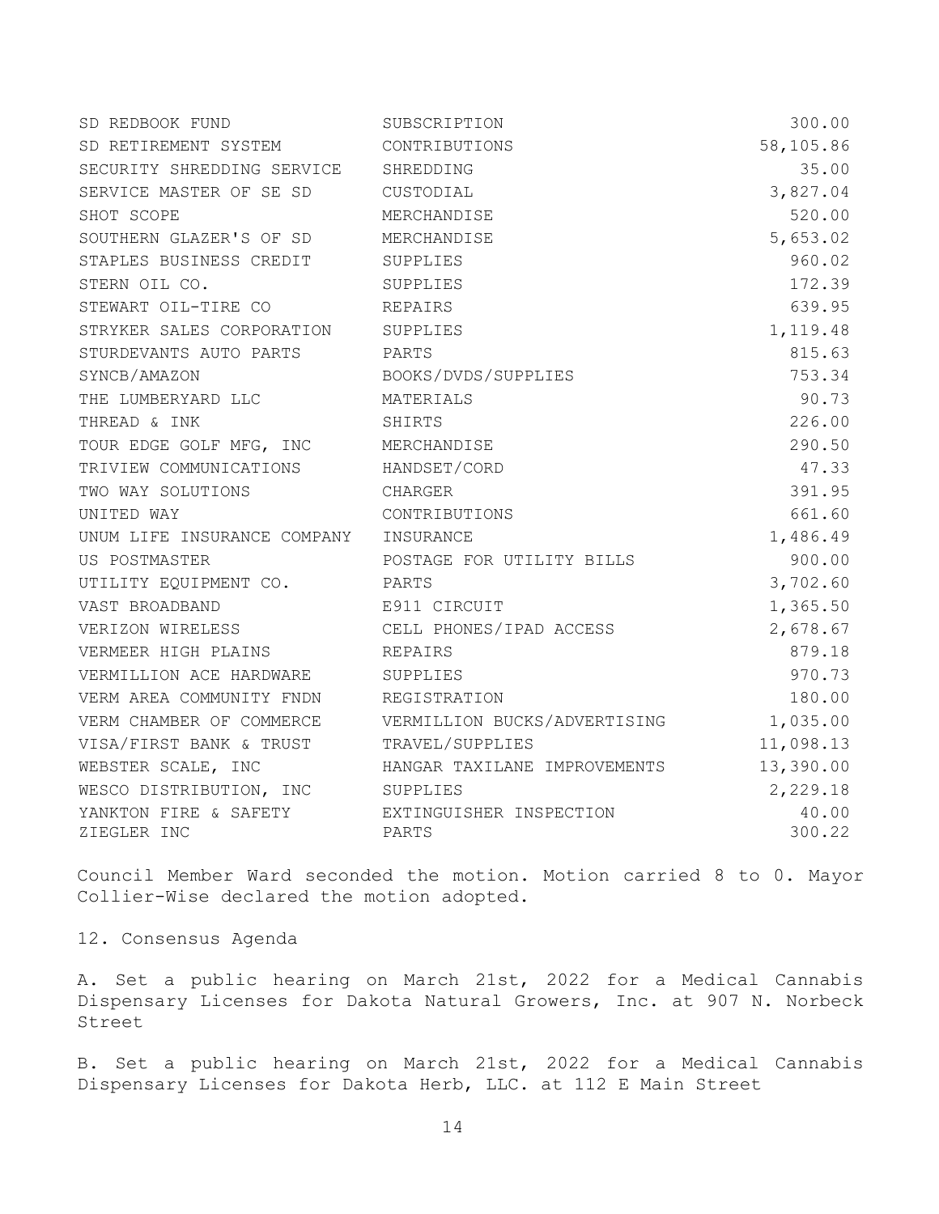| | | |
|---|---|---|
| SD REDBOOK FUND | SUBSCRIPTION | 300.00 |
| SD RETIREMENT SYSTEM | CONTRIBUTIONS | 58,105.86 |
| SECURITY SHREDDING SERVICE | SHREDDING | 35.00 |
| SERVICE MASTER OF SE SD | CUSTODIAL | 3,827.04 |
| SHOT SCOPE | MERCHANDISE | 520.00 |
| SOUTHERN GLAZER'S OF SD | MERCHANDISE | 5,653.02 |
| STAPLES BUSINESS CREDIT | SUPPLIES | 960.02 |
| STERN OIL CO. | SUPPLIES | 172.39 |
| STEWART OIL-TIRE CO | REPAIRS | 639.95 |
| STRYKER SALES CORPORATION | SUPPLIES | 1,119.48 |
| STURDEVANTS AUTO PARTS | PARTS | 815.63 |
| SYNCB/AMAZON | BOOKS/DVDS/SUPPLIES | 753.34 |
| THE LUMBERYARD LLC | MATERIALS | 90.73 |
| THREAD & INK | SHIRTS | 226.00 |
| TOUR EDGE GOLF MFG, INC | MERCHANDISE | 290.50 |
| TRIVIEW COMMUNICATIONS | HANDSET/CORD | 47.33 |
| TWO WAY SOLUTIONS | CHARGER | 391.95 |
| UNITED WAY | CONTRIBUTIONS | 661.60 |
| UNUM LIFE INSURANCE COMPANY | INSURANCE | 1,486.49 |
| US POSTMASTER | POSTAGE FOR UTILITY BILLS | 900.00 |
| UTILITY EQUIPMENT CO. | PARTS | 3,702.60 |
| VAST BROADBAND | E911 CIRCUIT | 1,365.50 |
| VERIZON WIRELESS | CELL PHONES/IPAD ACCESS | 2,678.67 |
| VERMEER HIGH PLAINS | REPAIRS | 879.18 |
| VERMILLION ACE HARDWARE | SUPPLIES | 970.73 |
| VERM AREA COMMUNITY FNDN | REGISTRATION | 180.00 |
| VERM CHAMBER OF COMMERCE | VERMILLION BUCKS/ADVERTISING | 1,035.00 |
| VISA/FIRST BANK & TRUST | TRAVEL/SUPPLIES | 11,098.13 |
| WEBSTER SCALE, INC | HANGAR TAXILANE IMPROVEMENTS | 13,390.00 |
| WESCO DISTRIBUTION, INC | SUPPLIES | 2,229.18 |
| YANKTON FIRE & SAFETY | EXTINGUISHER INSPECTION | 40.00 |
| ZIEGLER INC | PARTS | 300.22 |

Council Member Ward seconded the motion. Motion carried 8 to 0. Mayor Collier-Wise declared the motion adopted.

12. Consensus Agenda

A. Set a public hearing on March 21st, 2022 for a Medical Cannabis Dispensary Licenses for Dakota Natural Growers, Inc. at 907 N. Norbeck Street

B. Set a public hearing on March 21st, 2022 for a Medical Cannabis Dispensary Licenses for Dakota Herb, LLC. at 112 E Main Street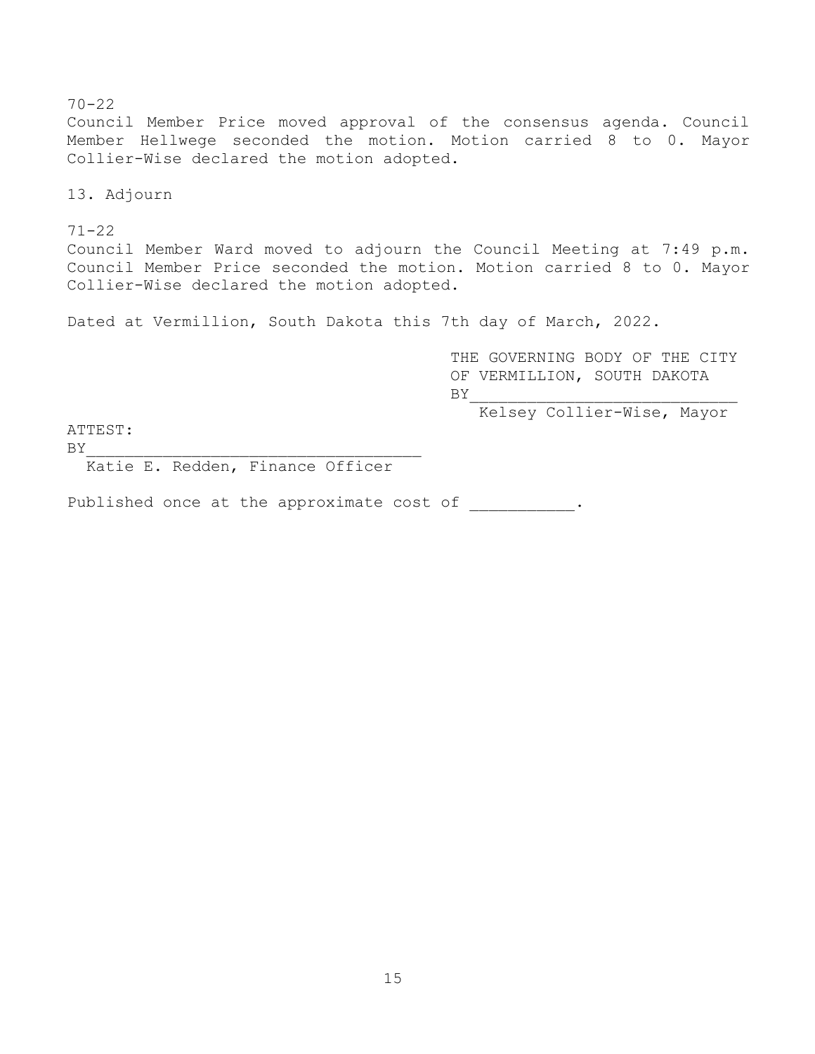70-22
Council Member Price moved approval of the consensus agenda. Council Member Hellwege seconded the motion. Motion carried 8 to 0. Mayor Collier-Wise declared the motion adopted.

13. Adjourn

71-22
Council Member Ward moved to adjourn the Council Meeting at 7:49 p.m. Council Member Price seconded the motion. Motion carried 8 to 0. Mayor Collier-Wise declared the motion adopted.

Dated at Vermillion, South Dakota this 7th day of March, 2022.

THE GOVERNING BODY OF THE CITY
OF VERMILLION, SOUTH DAKOTA
BY___________________________
Kelsey Collier-Wise, Mayor

ATTEST:
BY___________________________________
Katie E. Redden, Finance Officer

Published once at the approximate cost of ___________.